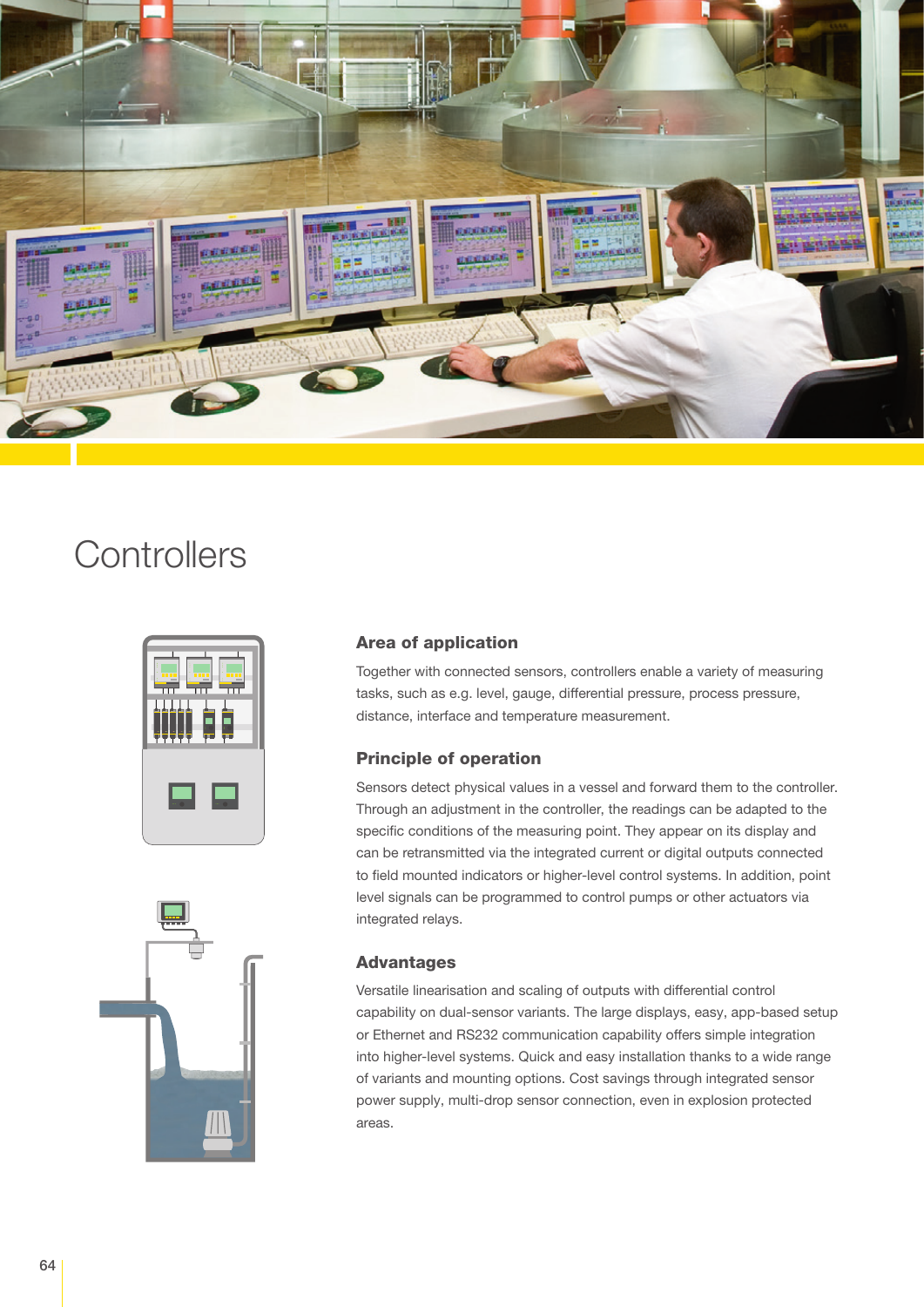# Controllers

### Area of application

Together with connected sensors, controllers enable a variety of measuring tasks, such as e.g. level, gauge, differential pressure, process pressure, distance, interface and temperature measurement.

### Principle of operation

Sensors detect physical values in a vessel and forward them to the controller. Through an adjustment in the controller, the readings can be adapted to the specific conditions of the measuring point. They appear on its display and can be retransmitted via the integrated current or digital outputs connected to field mounted indicators or higher-level control systems. In addition, point level signals can be programmed to control pumps or other actuators via integrated relays.

### Advantages

Versatile linearisation and scaling of outputs with differential control capability on dual-sensor variants. The large displays, easy, app-based setup or Ethernet and RS232 communication capability offers simple integration into higher-level systems. Quick and easy installation thanks to a wide range of variants and mounting options. Cost savings through integrated sensor power supply, multi-drop sensor connection, even in explosion protected areas.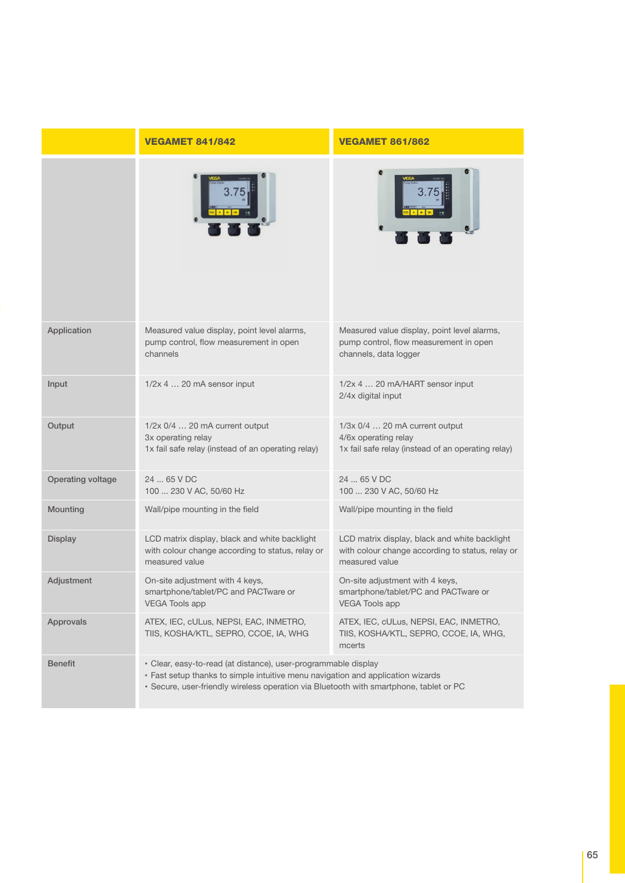| | VEGAMET 841/842 | VEGAMET 861/862 |
|---|---|---|
| Application | Measured value display, point level alarms, pump control, flow measurement in open channels | Measured value display, point level alarms, pump control, flow measurement in open channels, data logger |
| Input | 1/2x 4 … 20 mA sensor input | 1/2x 4 … 20 mA/HART sensor input<br>2/4x digital input |
| Output | 1/2x 0/4 … 20 mA current output<br>3x operating relay<br>1x fail safe relay (instead of an operating relay) | 1/3x 0/4 … 20 mA current output<br>4/6x operating relay<br>1x fail safe relay (instead of an operating relay) |
| Operating voltage | 24 ... 65 V DC<br>100 ... 230 V AC, 50/60 Hz | 24 ... 65 V DC<br>100 ... 230 V AC, 50/60 Hz |
| Mounting | Wall/pipe mounting in the field | Wall/pipe mounting in the field |
| Display | LCD matrix display, black and white backlight with colour change according to status, relay or measured value | LCD matrix display, black and white backlight with colour change according to status, relay or measured value |
| Adjustment | On-site adjustment with 4 keys, smartphone/tablet/PC and PACTware or VEGA Tools app | On-site adjustment with 4 keys, smartphone/tablet/PC and PACTware or VEGA Tools app |
| Approvals | ATEX, IEC, cULus, NEPSI, EAC, INMETRO, TIIS, KOSHA/KTL, SEPRO, CCOE, IA, WHG | ATEX, IEC, cULus, NEPSI, EAC, INMETRO, TIIS, KOSHA/KTL, SEPRO, CCOE, IA, WHG, mcerts |
| Benefit | • Clear, easy-to-read (at distance), user-programmable display<br>• Fast setup thanks to simple intuitive menu navigation and application wizards<br>• Secure, user-friendly wireless operation via Bluetooth with smartphone, tablet or PC | |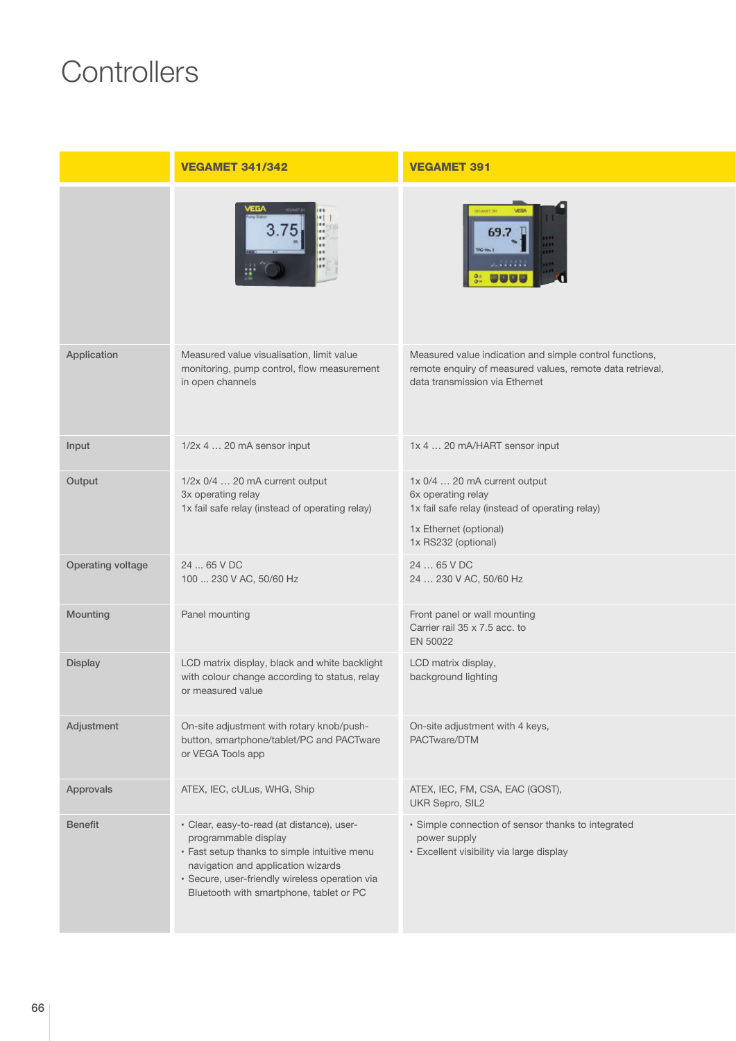# Controllers

| | VEGAMET 341/342 | VEGAMET 391 |
|---|---|---|
| Application | Measured value visualisation, limit value monitoring, pump control, flow measurement in open channels | Measured value indication and simple control functions, remote enquiry of measured values, remote data retrieval, data transmission via Ethernet |
| Input | 1/2x 4 … 20 mA sensor input | 1x 4 … 20 mA/HART sensor input |
| Output | 1/2x 0/4 … 20 mA current output<br>3x operating relay<br>1x fail safe relay (instead of operating relay) | 1x 0/4 … 20 mA current output<br>6x operating relay<br>1x fail safe relay (instead of operating relay)<br>1x Ethernet (optional)<br>1x RS232 (optional) |
| Operating voltage | 24 ... 65 V DC<br>100 ... 230 V AC, 50/60 Hz | 24 … 65 V DC<br>24 … 230 V AC, 50/60 Hz |
| Mounting | Panel mounting | Front panel or wall mounting<br>Carrier rail 35 x 7.5 acc. to EN 50022 |
| Display | LCD matrix display, black and white backlight with colour change according to status, relay or measured value | LCD matrix display, background lighting |
| Adjustment | On-site adjustment with rotary knob/push-button, smartphone/tablet/PC and PACTware or VEGA Tools app | On-site adjustment with 4 keys, PACTware/DTM |
| Approvals | ATEX, IEC, cULus, WHG, Ship | ATEX, IEC, FM, CSA, EAC (GOST), UKR Sepro, SIL2 |
| Benefit | • Clear, easy-to-read (at distance), user-programmable display<br>• Fast setup thanks to simple intuitive menu navigation and application wizards<br>• Secure, user-friendly wireless operation via Bluetooth with smartphone, tablet or PC | • Simple connection of sensor thanks to integrated power supply<br>• Excellent visibility via large display |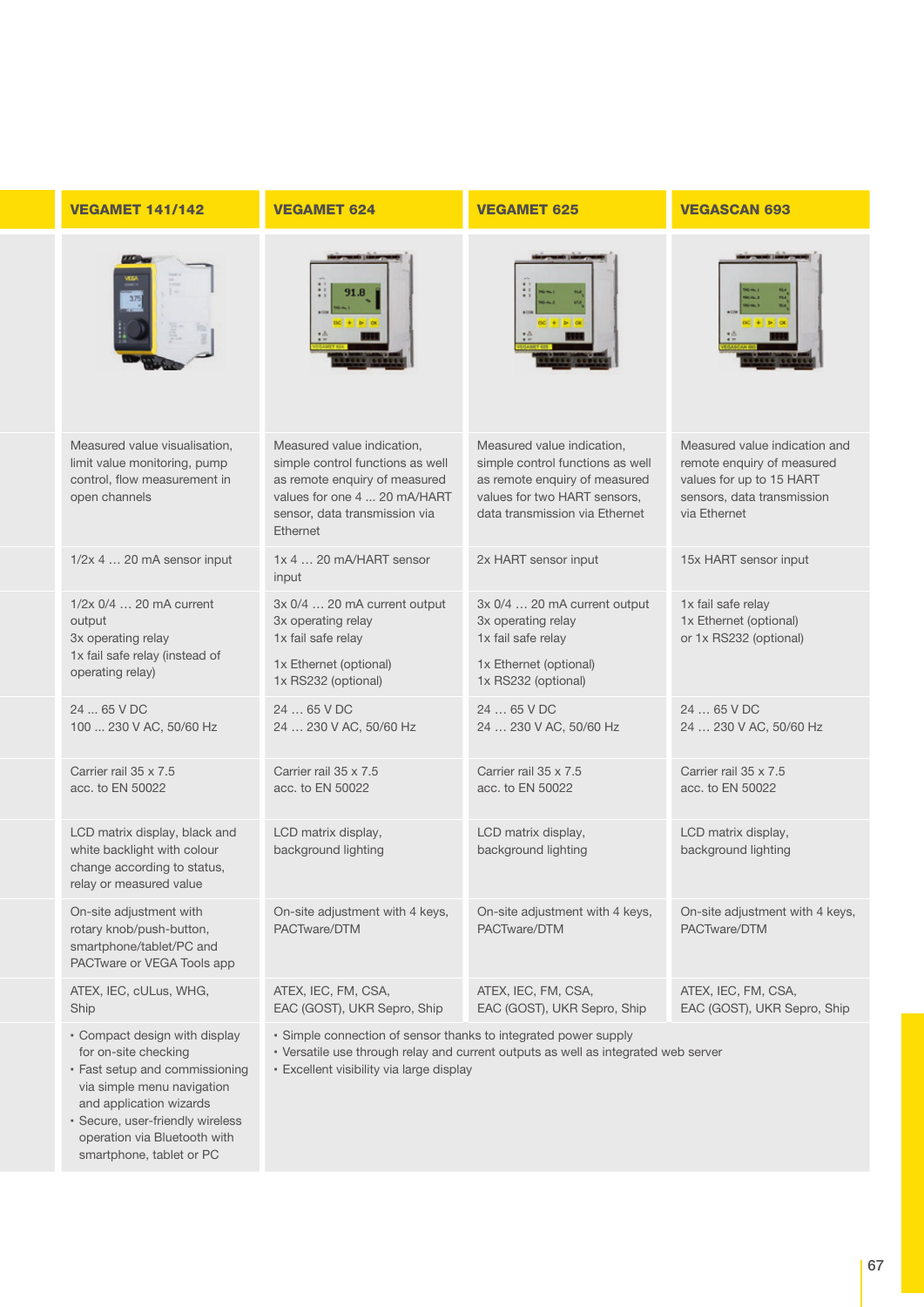| VEGAMET 141/142 | VEGAMET 624 | VEGAMET 625 | VEGASCAN 693 |
|---|---|---|---|
| | | | |
| Measured value visualisation, limit value monitoring, pump control, flow measurement in open channels | Measured value indication, simple control functions as well as remote enquiry of measured values for one 4 … 20 mA/HART sensor, data transmission via Ethernet | Measured value indication, simple control functions as well as remote enquiry of measured values for two HART sensors, data transmission via Ethernet | Measured value indication and remote enquiry of measured values for up to 15 HART sensors, data transmission via Ethernet |
| 1/2x 4 … 20 mA sensor input | 1x 4 … 20 mA/HART sensor input | 2x HART sensor input | 15x HART sensor input |
| 1/2x 0/4 … 20 mA current output<br>3x operating relay<br>1x fail safe relay (instead of operating relay) | 3x 0/4 … 20 mA current output<br>3x operating relay<br>1x fail safe relay<br><br>1x Ethernet (optional)<br>1x RS232 (optional) | 3x 0/4 … 20 mA current output<br>3x operating relay<br>1x fail safe relay<br><br>1x Ethernet (optional)<br>1x RS232 (optional) | 1x fail safe relay<br>1x Ethernet (optional)<br>or 1x RS232 (optional) |
| 24 ... 65 V DC<br>100 ... 230 V AC, 50/60 Hz | 24 … 65 V DC<br>24 … 230 V AC, 50/60 Hz | 24 … 65 V DC<br>24 … 230 V AC, 50/60 Hz | 24 … 65 V DC<br>24 … 230 V AC, 50/60 Hz |
| Carrier rail 35 x 7.5<br>acc. to EN 50022 | Carrier rail 35 x 7.5<br>acc. to EN 50022 | Carrier rail 35 x 7.5<br>acc. to EN 50022 | Carrier rail 35 x 7.5<br>acc. to EN 50022 |
| LCD matrix display, black and white backlight with colour change according to status, relay or measured value | LCD matrix display, background lighting | LCD matrix display, background lighting | LCD matrix display, background lighting |
| On-site adjustment with rotary knob/push-button, smartphone/tablet/PC and PACTware or VEGA Tools app | On-site adjustment with 4 keys, PACTware/DTM | On-site adjustment with 4 keys, PACTware/DTM | On-site adjustment with 4 keys, PACTware/DTM |
| ATEX, IEC, cULus, WHG, Ship | ATEX, IEC, FM, CSA, EAC (GOST), UKR Sepro, Ship | ATEX, IEC, FM, CSA, EAC (GOST), UKR Sepro, Ship | ATEX, IEC, FM, CSA, EAC (GOST), UKR Sepro, Ship |
| • Compact design with display for on-site checking<br>• Fast setup and commissioning via simple menu navigation and application wizards<br>• Secure, user-friendly wireless operation via Bluetooth with smartphone, tablet or PC | • Simple connection of sensor thanks to integrated power supply<br>• Versatile use through relay and current outputs as well as integrated web server<br>• Excellent visibility via large display | | |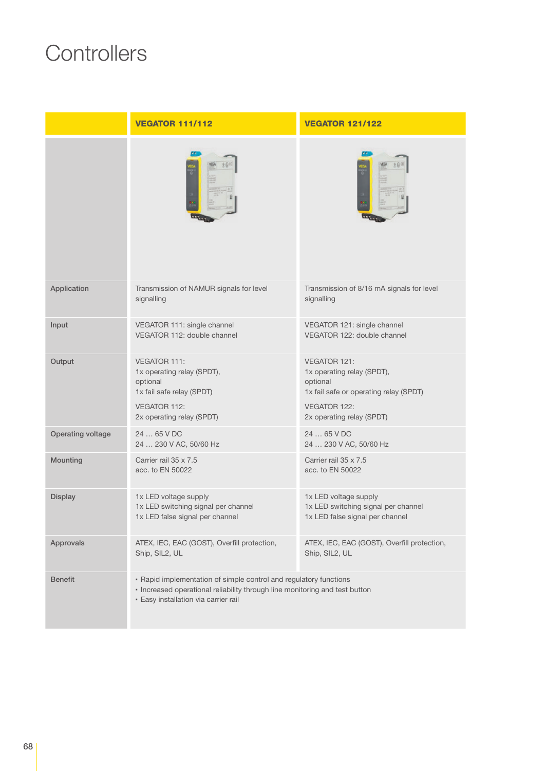# Controllers

| | VEGATOR 111/112 | VEGATOR 121/122 |
|---|---|---|
| Application | Transmission of NAMUR signals for level signalling | Transmission of 8/16 mA signals for level signalling |
| Input | VEGATOR 111: single channel<br>VEGATOR 112: double channel | VEGATOR 121: single channel<br>VEGATOR 122: double channel |
| Output | VEGATOR 111:<br>1x operating relay (SPDT),<br>optional<br>1x fail safe relay (SPDT)<br>VEGATOR 112:<br>2x operating relay (SPDT) | VEGATOR 121:<br>1x operating relay (SPDT),<br>optional<br>1x fail safe or operating relay (SPDT)<br>VEGATOR 122:<br>2x operating relay (SPDT) |
| Operating voltage | 24 … 65 V DC<br>24 … 230 V AC, 50/60 Hz | 24 … 65 V DC<br>24 … 230 V AC, 50/60 Hz |
| Mounting | Carrier rail 35 x 7.5<br>acc. to EN 50022 | Carrier rail 35 x 7.5<br>acc. to EN 50022 |
| Display | 1x LED voltage supply<br>1x LED switching signal per channel<br>1x LED false signal per channel | 1x LED voltage supply<br>1x LED switching signal per channel<br>1x LED false signal per channel |
| Approvals | ATEX, IEC, EAC (GOST), Overfill protection, Ship, SIL2, UL | ATEX, IEC, EAC (GOST), Overfill protection, Ship, SIL2, UL |
| Benefit | • Rapid implementation of simple control and regulatory functions<br>• Increased operational reliability through line monitoring and test button<br>• Easy installation via carrier rail | |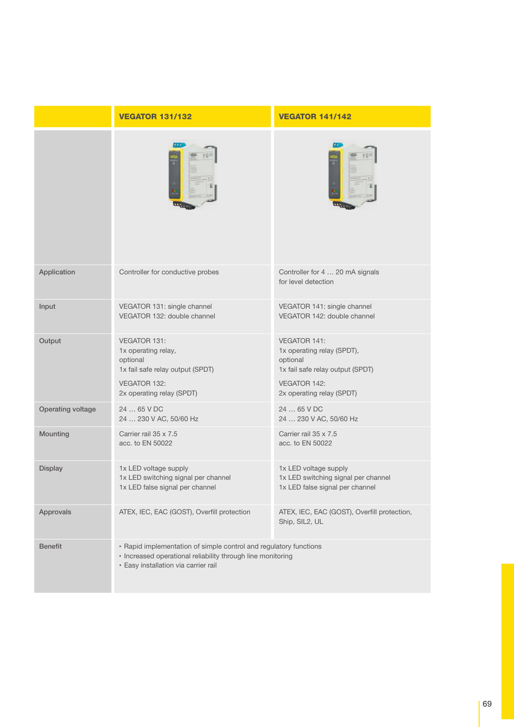| | VEGATOR 131/132 | VEGATOR 141/142 |
|---|---|---|
| Application | Controller for conductive probes | Controller for 4 … 20 mA signals for level detection |
| Input | VEGATOR 131: single channel<br>VEGATOR 132: double channel | VEGATOR 141: single channel<br>VEGATOR 142: double channel |
| Output | VEGATOR 131:<br>1x operating relay,<br>optional<br>1x fail safe relay output (SPDT)<br><br>VEGATOR 132:<br>2x operating relay (SPDT) | VEGATOR 141:<br>1x operating relay (SPDT),<br>optional<br>1x fail safe relay output (SPDT)<br><br>VEGATOR 142:<br>2x operating relay (SPDT) |
| Operating voltage | 24 … 65 V DC<br>24 … 230 V AC, 50/60 Hz | 24 … 65 V DC<br>24 … 230 V AC, 50/60 Hz |
| Mounting | Carrier rail 35 x 7.5<br>acc. to EN 50022 | Carrier rail 35 x 7.5<br>acc. to EN 50022 |
| Display | 1x LED voltage supply<br>1x LED switching signal per channel<br>1x LED false signal per channel | 1x LED voltage supply<br>1x LED switching signal per channel<br>1x LED false signal per channel |
| Approvals | ATEX, IEC, EAC (GOST), Overfill protection | ATEX, IEC, EAC (GOST), Overfill protection, Ship, SIL2, UL |
| Benefit | • Rapid implementation of simple control and regulatory functions<br>• Increased operational reliability through line monitoring<br>• Easy installation via carrier rail | |